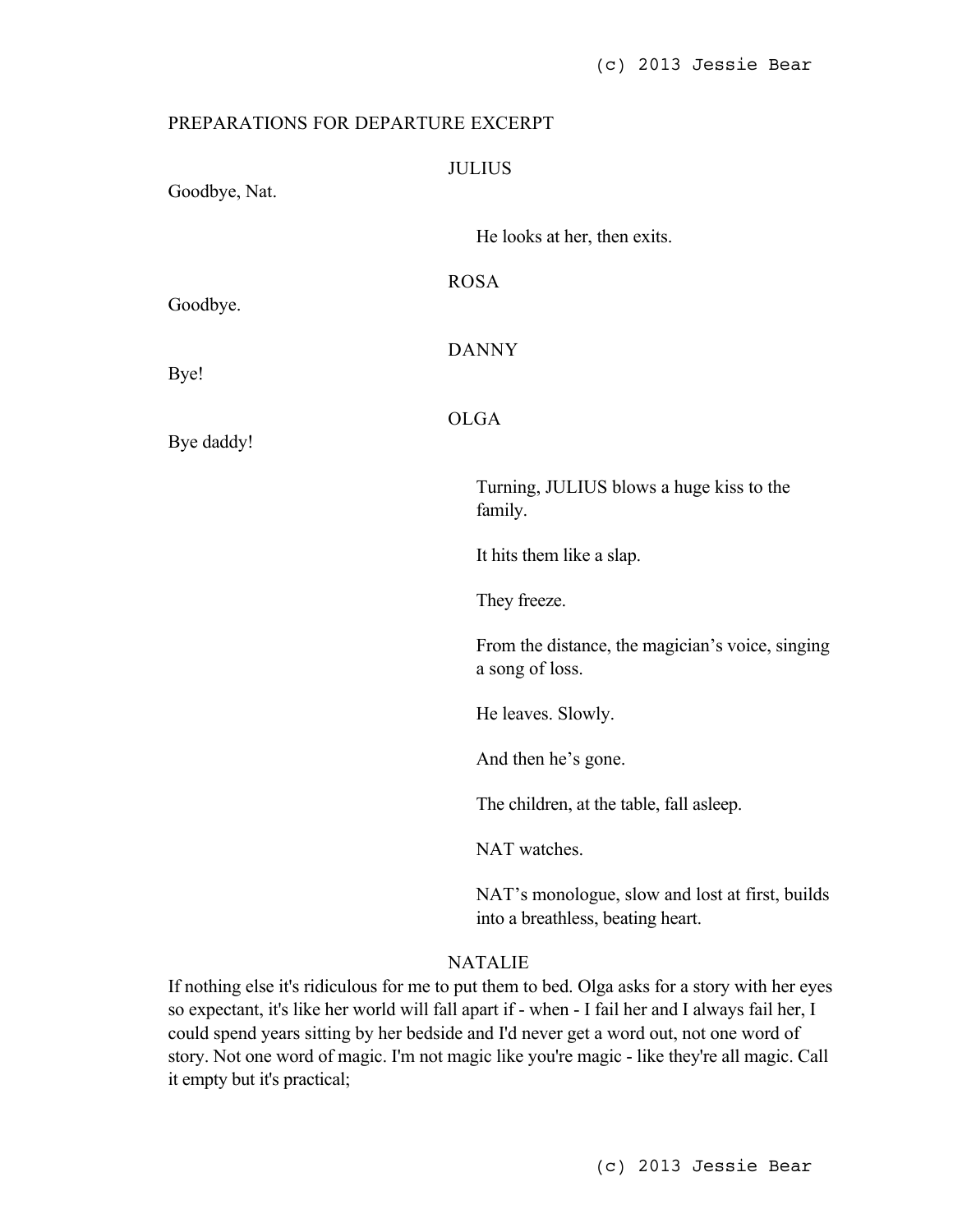PREPARATIONS FOR DEPARTURE EXCERPT

JULIUS

Goodbye, Nat.

He looks at her, then exits.

ROSA

Goodbye.

DANNY

Bye!

OLGA

Bye daddy!

Turning, JULIUS blows a huge kiss to the family.

It hits them like a slap.

They freeze.

From the distance, the magician's voice, singing a song of loss.

He leaves. Slowly.

And then he's gone.

The children, at the table, fall asleep.

NAT watches.

NAT's monologue, slow and lost at first, builds into a breathless, beating heart.

NATALIE

If nothing else it's ridiculous for me to put them to bed. Olga asks for a story with her eyes so expectant, it's like her world will fall apart if - when - I fail her and I always fail her, I could spend years sitting by her bedside and I'd never get a word out, not one word of story. Not one word of magic. I'm not magic like you're magic - like they're all magic. Call it empty but it's practical;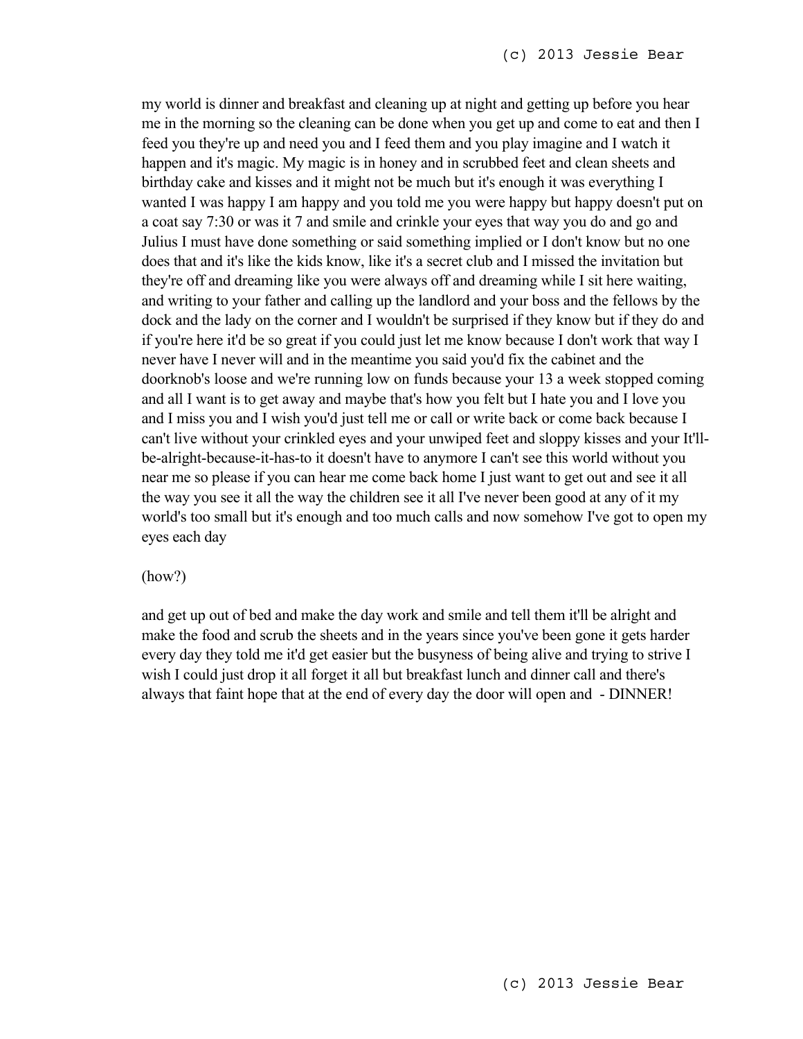my world is dinner and breakfast and cleaning up at night and getting up before you hear me in the morning so the cleaning can be done when you get up and come to eat and then I feed you they're up and need you and I feed them and you play imagine and I watch it happen and it's magic. My magic is in honey and in scrubbed feet and clean sheets and birthday cake and kisses and it might not be much but it's enough it was everything I wanted I was happy I am happy and you told me you were happy but happy doesn't put on a coat say 7:30 or was it 7 and smile and crinkle your eyes that way you do and go and Julius I must have done something or said something implied or I don't know but no one does that and it's like the kids know, like it's a secret club and I missed the invitation but they're off and dreaming like you were always off and dreaming while I sit here waiting, and writing to your father and calling up the landlord and your boss and the fellows by the dock and the lady on the corner and I wouldn't be surprised if they know but if they do and if you're here it'd be so great if you could just let me know because I don't work that way I never have I never will and in the meantime you said you'd fix the cabinet and the doorknob's loose and we're running low on funds because your 13 a week stopped coming and all I want is to get away and maybe that's how you felt but I hate you and I love you and I miss you and I wish you'd just tell me or call or write back or come back because I can't live without your crinkled eyes and your unwiped feet and sloppy kisses and your It'll-be-alright-because-it-has-to it doesn't have to anymore I can't see this world without you near me so please if you can hear me come back home I just want to get out and see it all the way you see it all the way the children see it all I've never been good at any of it my world's too small but it's enough and too much calls and now somehow I've got to open my eyes each day

(how?)

and get up out of bed and make the day work and smile and tell them it'll be alright and make the food and scrub the sheets and in the years since you've been gone it gets harder every day they told me it'd get easier but the busyness of being alive and trying to strive I wish I could just drop it all forget it all but breakfast lunch and dinner call and there's always that faint hope that at the end of every day the door will open and - DINNER!